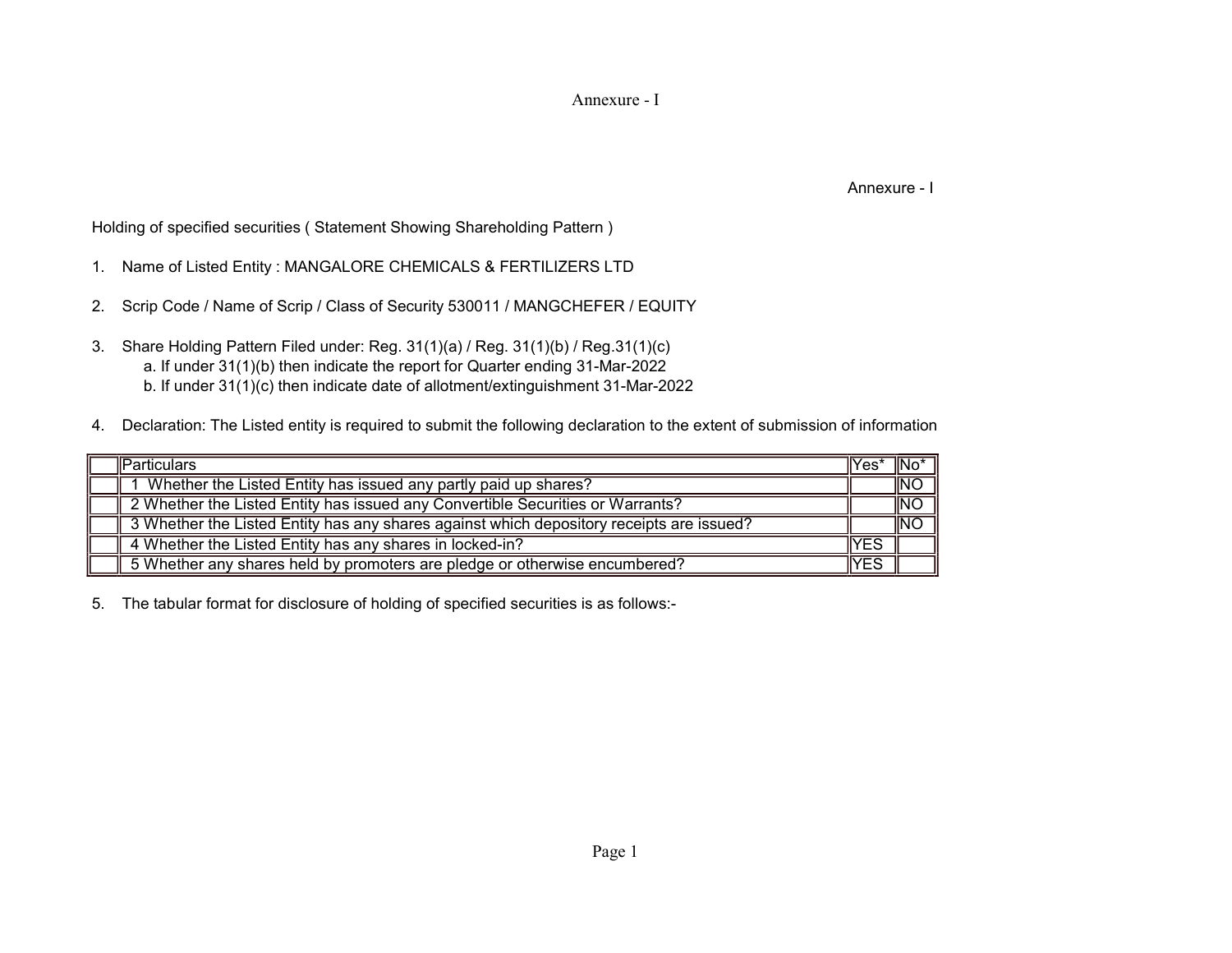Annexure - I

Annexure - I

Holding of specified securities ( Statement Showing Shareholding Pattern )

1. Name of Listed Entity : MANGALORE CHEMICALS & FERTILIZERS LTD

2. Scrip Code / Name of Scrip / Class of Security 530011 / MANGCHEFER / EQUITY

3. Share Holding Pattern Filed under: Reg. 31(1)(a) / Reg. 31(1)(b) / Reg.31(1)(c)
   a. If under 31(1)(b) then indicate the report for Quarter ending 31-Mar-2022
   b. If under 31(1)(c) then indicate date of allotment/extinguishment 31-Mar-2022

4. Declaration: The Listed entity is required to submit the following declaration to the extent of submission of information

| | Particulars | Yes* | No* |
|---|---|---|---|
| | 1 Whether the Listed Entity has issued any partly paid up shares? | | NO |
| | 2 Whether the Listed Entity has issued any Convertible Securities or Warrants? | | NO |
| | 3 Whether the Listed Entity has any shares against which depository receipts are issued? | | NO |
| | 4 Whether the Listed Entity has any shares in locked-in? | YES | |
| | 5 Whether any shares held by promoters are pledge or otherwise encumbered? | YES | |

5. The tabular format for disclosure of holding of specified securities is as follows:-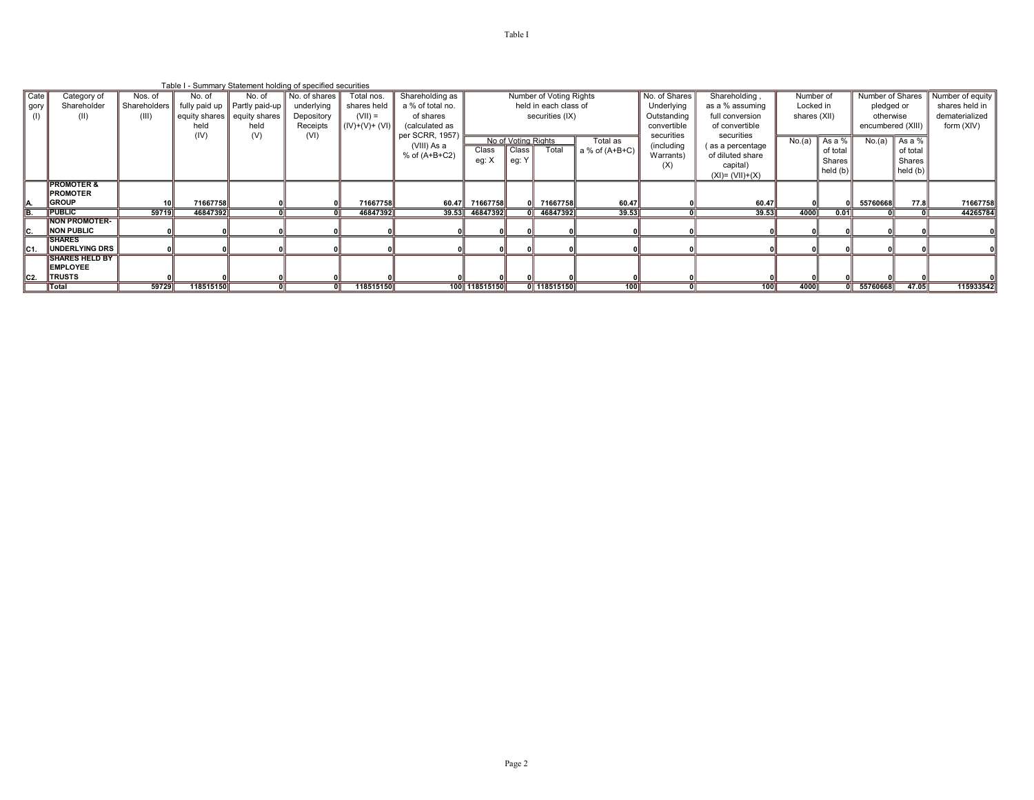Table I

Table I - Summary Statement holding of specified securities

| Category (I) | Category of Shareholder (II) | Nos. of Shareholders (III) | No. of fully paid up equity shares held (IV) | No. of Partly paid-up equity shares held (V) | No. of shares underlying Depository Receipts (VI) | Total nos. shares held (VII) = (IV)+(V)+ (VI) | Shareholding as a % of total no. of shares (calculated as per SCRR, 1957) (VIII) As a % of (A+B+C2) | Number of Voting Rights held in each class of securities (IX) | | | | No. of Shares Underlying Outstanding convertible securities (including Warrants) (X) | Shareholding , as a % assuming full conversion of convertible securities ( as a percentage of diluted share capital) (XI)= (VII)+(X) | Number of Locked in shares (XII) | | Number of Shares pledged or otherwise encumbered (XIII) | | Number of equity shares held in dematerialized form (XIV) |
|---|---|---|---|---|---|---|---|---|---|---|---|---|---|---|---|---|---|---|
| | | | | | | | | No of Voting Rights Class eg: X | No of Voting Rights Class eg: Y | No of Voting Rights Total | Total as a % of (A+B+C) | | | No.(a) | As a % of total Shares held (b) | No.(a) | As a % of total Shares held (b) | |
| A. | **PROMOTER & PROMOTER GROUP** | **10** | **71667758** | **0** | **0** | **71667758** | **60.47** | **71667758** | **0** | **71667758** | **60.47** | **0** | **60.47** | **0** | **0** | **55760668** | **77.8** | **71667758** |
| B. | **PUBLIC** | **59719** | **46847392** | **0** | **0** | **46847392** | **39.53** | **46847392** | **0** | **46847392** | **39.53** | **0** | **39.53** | **4000** | **0.01** | **0** | **0** | **44265784** |
| C. | **NON PROMOTER-NON PUBLIC** | **0** | **0** | **0** | **0** | **0** | **0** | **0** | **0** | **0** | **0** | **0** | **0** | **0** | **0** | **0** | **0** | **0** |
| C1. | **SHARES UNDERLYING DRS** | **0** | **0** | **0** | **0** | **0** | **0** | **0** | **0** | **0** | **0** | **0** | **0** | **0** | **0** | **0** | **0** | **0** |
| C2. | **SHARES HELD BY EMPLOYEE TRUSTS** | **0** | **0** | **0** | **0** | **0** | **0** | **0** | **0** | **0** | **0** | **0** | **0** | **0** | **0** | **0** | **0** | **0** |
| | **Total** | **59729** | **118515150** | **0** | **0** | **118515150** | **100** | **118515150** | **0** | **118515150** | **100** | **0** | **100** | **4000** | **0** | **55760668** | **47.05** | **115933542** |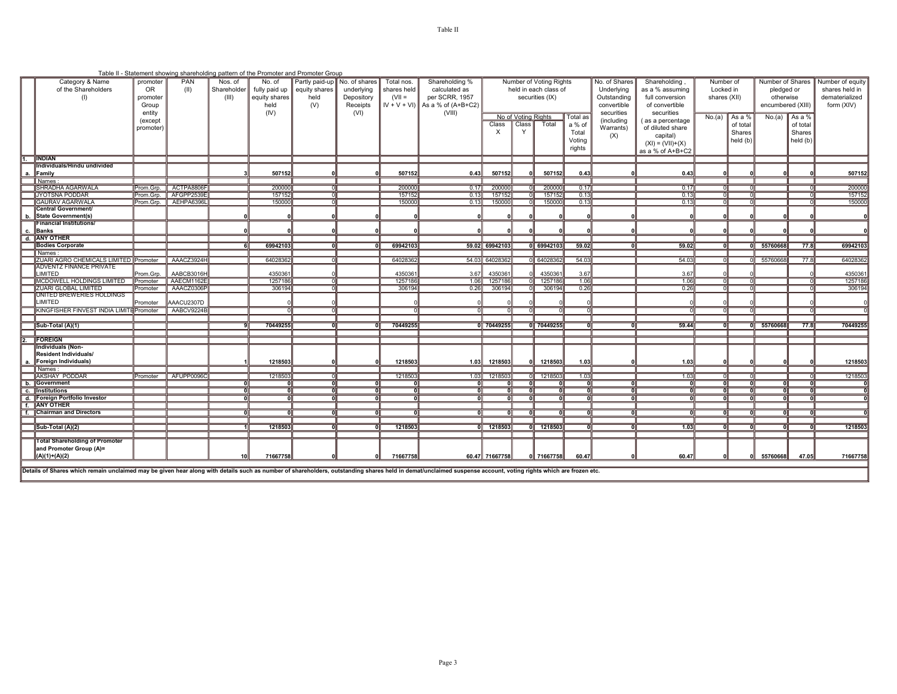Table II

Table II - Statement showing shareholding pattern of the Promoter and Promoter Group

| | Category & Name of the Shareholders (I) | promoter OR promoter Group entity (except promoter) | PAN (II) | Nos. of Shareholder (III) | No. of fully paid up equity shares held (IV) | Partly paid-up equity shares held (V) | No. of shares underlying Depository Receipts (VI) | Total nos. shares held (VII = IV + V + VI) | Shareholding % calculated as per SCRR, 1957 As a % of (A+B+C2) (VIII) | Number of Voting Rights held in each class of securities (IX) | | | | No. of Shares Underlying Outstanding convertible securities (including Warrants) (X) | Shareholding , as a % assuming full conversion of convertible securities ( as a percentage of diluted share capital) (XI) = (VII)+(X) as a % of A+B+C2 | Number of Locked in shares (XII) | | Number of Shares pledged or otherwise encumbered (XIII) | | Number of equity shares held in dematerialized form (XIV) |
|---|---|---|---|---|---|---|---|---|---|---|---|---|---|---|---|---|---|---|---|---|
| | | | | | | | | | | No of Voting Rights | | | Total as a % of Total Voting rights | | | No.(a) | As a % of total Shares held (b) | No.(a) | As a % of total Shares held (b) | |
| | | | | | | | | | | Class X | Class Y | Total | | | | | | | | |
| 1. | INDIAN | | | | | | | | | | | | | | | | | | | |
| a. | Individuals/Hindu undivided Family | | | 3 | 507152 | 0 | 0 | 507152 | 0.43 | 507152 | 0 | 507152 | 0.43 | 0 | 0.43 | 0 | 0 | 0 | 0 | 507152 |
| | Names : | | | | | | | | | | | | | | | | | | | |
| | SHRADHA AGARWALA | Prom.Grp. | ACTPA8806F | | 200000 | 0 | | 200000 | 0.17 | 200000 | 0 | 200000 | 0.17 | | 0.17 | 0 | 0 | | 0 | 200000 |
| | JYOTSNA PODDAR | Prom.Grp. | AFGPP2539E | | 157152 | 0 | | 157152 | 0.13 | 157152 | 0 | 157152 | 0.13 | | 0.13 | 0 | 0 | | 0 | 157152 |
| | GAURAV AGARWALA | Prom.Grp. | AEHPA6396L | | 150000 | 0 | | 150000 | 0.13 | 150000 | 0 | 150000 | 0.13 | | 0.13 | 0 | 0 | | 0 | 150000 |
| b. | Central Government/ State Government(s) | | | 0 | 0 | 0 | 0 | 0 | 0 | 0 | 0 | 0 | 0 | 0 | 0 | 0 | 0 | 0 | 0 | 0 |
| c. | Financial Institutions/ Banks | | | 0 | 0 | 0 | 0 | 0 | 0 | 0 | 0 | 0 | 0 | 0 | 0 | 0 | 0 | 0 | 0 | 0 |
| d. | ANY OTHER | | | | | | | | | | | | | | | | | | | |
| | Bodies Corporate | | | 6 | 69942103 | 0 | 0 | 69942103 | 59.02 | 69942103 | 0 | 69942103 | 59.02 | 0 | 59.02 | 0 | 0 | 55760668 | 77.8 | 69942103 |
| | Names : | | | | | | | | | | | | | | | | | | | |
| | ZUARI AGRO CHEMICALS LIMITED | Promoter | AAACZ3924H | | 64028362 | 0 | | 64028362 | 54.03 | 64028362 | 0 | 64028362 | 54.03 | | 54.03 | 0 | 0 | 55760668 | 77.8 | 64028362 |
| | ADVENTZ FINANCE PRIVATE LIMITED | Prom.Grp. | AABCB3016H | | 4350361 | 0 | | 4350361 | 3.67 | 4350361 | 0 | 4350361 | 3.67 | | 3.67 | 0 | 0 | | 0 | 4350361 |
| | MCDOWELL HOLDINGS LIMITED | Promoter | AAECM1162E | | 1257186 | 0 | | 1257186 | 1.06 | 1257186 | 0 | 1257186 | 1.06 | | 1.06 | 0 | 0 | | 0 | 1257186 |
| | ZUARI GLOBAL LIMITED | Promoter | AAACZ0306P | | 306194 | 0 | | 306194 | 0.26 | 306194 | 0 | 306194 | 0.26 | | 0.26 | 0 | 0 | | 0 | 306194 |
| | UNITED BREWERIES HOLDINGS LIMITED | Promoter | AAACU2307D | | 0 | 0 | | 0 | 0 | 0 | 0 | 0 | 0 | | 0 | 0 | 0 | | 0 | 0 |
| | KINGFISHER FINVEST INDIA LIMITE | Promoter | AABCV9224B | | 0 | 0 | | 0 | 0 | 0 | 0 | 0 | 0 | | 0 | 0 | 0 | | 0 | 0 |
| | Sub-Total (A)(1) | | | 9 | 70449255 | 0 | 0 | 70449255 | 0 | 70449255 | 0 | 70449255 | 0 | 0 | 59.44 | 0 | 0 | 55760668 | 77.8 | 70449255 |
| 2. | FOREIGN | | | | | | | | | | | | | | | | | | | |
| a. | Individuals (Non-Resident Individuals/ Foreign Individuals) | | | 1 | 1218503 | 0 | 0 | 1218503 | 1.03 | 1218503 | 0 | 1218503 | 1.03 | 0 | 1.03 | 0 | 0 | 0 | 0 | 1218503 |
| | Names : | | | | | | | | | | | | | | | | | | | |
| | AKSHAY PODDAR | Promoter | AFUPP0096C | | 1218503 | 0 | | 1218503 | 1.03 | 1218503 | 0 | 1218503 | 1.03 | | 1.03 | 0 | 0 | | 0 | 1218503 |
| b. | Government | | | 0 | 0 | 0 | 0 | 0 | 0 | 0 | 0 | 0 | 0 | 0 | 0 | 0 | 0 | 0 | 0 | 0 |
| c. | Institutions | | | 0 | 0 | 0 | 0 | 0 | 0 | 0 | 0 | 0 | 0 | 0 | 0 | 0 | 0 | 0 | 0 | 0 |
| d. | Foreign Portfolio Investor | | | 0 | 0 | 0 | 0 | 0 | 0 | 0 | 0 | 0 | 0 | 0 | 0 | 0 | 0 | 0 | 0 | 0 |
| f. | ANY OTHER | | | | | | | | | | | | | | | | | | | |
| f. | Chairman and Directors | | | 0 | 0 | 0 | 0 | 0 | 0 | 0 | 0 | 0 | 0 | 0 | 0 | 0 | 0 | 0 | 0 | 0 |
| | Sub-Total (A)(2) | | | 1 | 1218503 | 0 | 0 | 1218503 | 0 | 1218503 | 0 | 1218503 | 0 | 0 | 1.03 | 0 | 0 | 0 | 0 | 1218503 |
| | Total Shareholding of Promoter and Promoter Group (A)= (A)(1)+(A)(2) | | | 10 | 71667758 | 0 | 0 | 71667758 | 60.47 | 71667758 | 0 | 71667758 | 60.47 | 0 | 60.47 | 0 | 0 | 55760668 | 47.05 | 71667758 |

Details of Shares which remain unclaimed may be given hear along with details such as number of shareholders, outstanding shares held in demat/unclaimed suspense account, voting rights which are frozen etc.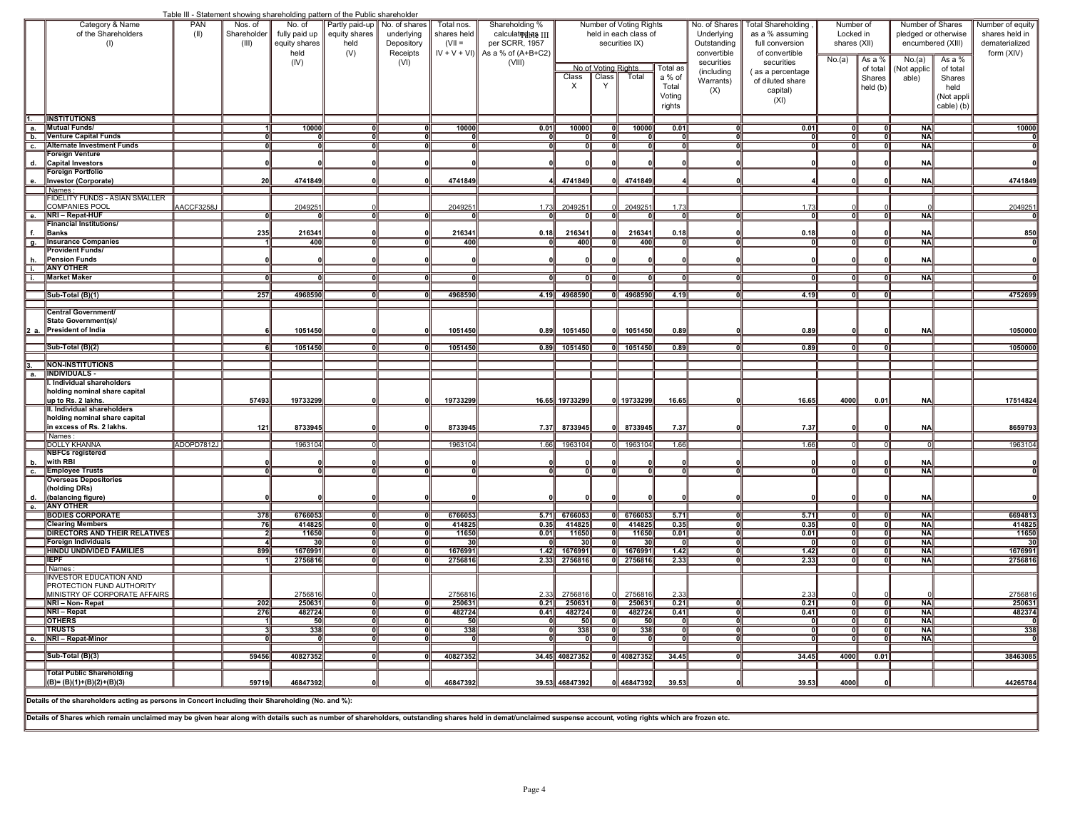Table III - Statement showing shareholding pattern of the Public shareholder

| | Category & Name of the Shareholders (I) | PAN (II) | Nos. of Shareholder (III) | No. of fully paid up equity shares held (IV) | Partly paid-up equity shares held (V) | No. of shares underlying Depository Receipts (VI) | Total nos. shares held (VII = IV + V + VI) | Shareholding % calculated as per SCRR, 1957 As a % of (A+B+C2) (VIII) | Number of Voting Rights held in each class of securities IX) | | | | No. of Shares Underlying Outstanding convertible securities (including Warrants) (X) | Total Shareholding , as a % assuming full conversion of convertible securities ( as a percentage of diluted share capital) (XI) | Number of Locked in shares (XII) | | Number of Shares pledged or otherwise encumbered (XIII) | | Number of equity shares held in dematerialized form (XIV) |
|---|---|---|---|---|---|---|---|---|---|---|---|---|---|---|---|---|---|---|---|
| | | | | | | | | | No of Voting Rights | | | Total as a % of Total Voting rights | | | No.(a) | As a % of total Shares held (b) | No.(a) (Not applicable) | As a % of total Shares held (Not applicable) (b) | |
| | | | | | | | | | Class X | Class Y | Total | | | | | | | | |
| 1. | **INSTITUTIONS** | | | | | | | | | | | | | | | | | | |
| a. | **Mutual Funds/** | | 1 | 10000 | 0 | 0 | 10000 | 0.01 | 10000 | 0 | 10000 | 0.01 | 0 | 0.01 | 0 | 0 | NA | | 10000 |
| b. | **Venture Capital Funds** | | 0 | 0 | 0 | 0 | 0 | 0 | 0 | 0 | 0 | 0 | 0 | 0 | 0 | 0 | NA | | 0 |
| c. | **Alternate Investment Funds** | | 0 | 0 | 0 | 0 | 0 | 0 | 0 | 0 | 0 | 0 | 0 | 0 | 0 | 0 | NA | | 0 |
| d. | **Foreign Venture Capital Investors** | | 0 | 0 | 0 | 0 | 0 | 0 | 0 | 0 | 0 | 0 | 0 | 0 | 0 | 0 | NA | | 0 |
| e. | **Foreign Portfolio Investor (Corporate)** | | 20 | 4741849 | 0 | 0 | 4741849 | 4 | 4741849 | 0 | 4741849 | 4 | 0 | 4 | 0 | 0 | NA | | 4741849 |
| | Names : | | | | | | | | | | | | | | | | | | |
| | FIDELITY FUNDS - ASIAN SMALLER COMPANIES POOL | AACCF3258J | | 2049251 | 0 | | 2049251 | 1.73 | 2049251 | 0 | 2049251 | 1.73 | | 1.73 | 0 | 0 | 0 | | 2049251 |
| e. | **NRI – Repat-HUF** | | 0 | 0 | 0 | 0 | 0 | 0 | 0 | 0 | 0 | 0 | 0 | 0 | 0 | 0 | NA | | 0 |
| f. | **Financial Institutions/ Banks** | | 235 | 216341 | 0 | 0 | 216341 | 0.18 | 216341 | 0 | 216341 | 0.18 | 0 | 0.18 | 0 | 0 | NA | | 850 |
| g. | **Insurance Companies** | | 1 | 400 | 0 | 0 | 400 | 0 | 400 | 0 | 400 | 0 | 0 | 0 | 0 | 0 | NA | | 0 |
| h. | **Provident Funds/ Pension Funds** | | 0 | 0 | 0 | 0 | 0 | 0 | 0 | 0 | 0 | 0 | 0 | 0 | 0 | 0 | NA | | 0 |
| i. | **ANY OTHER** | | | | | | | | | | | | | | | | | | |
| i. | **Market Maker** | | 0 | 0 | 0 | 0 | 0 | 0 | 0 | 0 | 0 | 0 | 0 | 0 | 0 | 0 | NA | | 0 |
| | **Sub-Total (B)(1)** | | 257 | 4968590 | 0 | 0 | 4968590 | 4.19 | 4968590 | 0 | 4968590 | 4.19 | 0 | 4.19 | 0 | 0 | | | 4752699 |
| 2 a. | **Central Government/ State Government(s)/ President of India** | | 6 | 1051450 | 0 | 0 | 1051450 | 0.89 | 1051450 | 0 | 1051450 | 0.89 | 0 | 0.89 | 0 | 0 | NA | | 1050000 |
| | **Sub-Total (B)(2)** | | 6 | 1051450 | 0 | 0 | 1051450 | 0.89 | 1051450 | 0 | 1051450 | 0.89 | 0 | 0.89 | 0 | 0 | | | 1050000 |
| 3. | **NON-INSTITUTIONS** | | | | | | | | | | | | | | | | | | |
| a. | **INDIVIDUALS -** | | | | | | | | | | | | | | | | | | |
| | **I. Individual shareholders holding nominal share capital up to Rs. 2 lakhs.** | | 57493 | 19733299 | 0 | 0 | 19733299 | 16.65 | 19733299 | 0 | 19733299 | 16.65 | 0 | 16.65 | 4000 | 0.01 | NA | | 17514824 |
| | **II. Individual shareholders holding nominal share capital in excess of Rs. 2 lakhs.** | | 121 | 8733945 | 0 | 0 | 8733945 | 7.37 | 8733945 | 0 | 8733945 | 7.37 | 0 | 7.37 | 0 | 0 | NA | | 8659793 |
| | Names : | | | | | | | | | | | | | | | | | | |
| | DOLLY KHANNA | ADOPD7812J | | 1963104 | 0 | | 1963104 | 1.66 | 1963104 | 0 | 1963104 | 1.66 | | 1.66 | 0 | 0 | 0 | | 1963104 |
| b. | **NBFCs registered with RBI** | | 0 | 0 | 0 | 0 | 0 | 0 | 0 | 0 | 0 | 0 | 0 | 0 | 0 | 0 | NA | | 0 |
| c. | **Employee Trusts** | | 0 | 0 | 0 | 0 | 0 | 0 | 0 | 0 | 0 | 0 | 0 | 0 | 0 | 0 | NA | | 0 |
| d. | **Overseas Depositories (holding DRs) (balancing figure)** | | 0 | 0 | 0 | 0 | 0 | 0 | 0 | 0 | 0 | 0 | 0 | 0 | 0 | 0 | NA | | 0 |
| e. | **ANY OTHER** | | | | | | | | | | | | | | | | | | |
| | **BODIES CORPORATE** | | 378 | 6766053 | 0 | 0 | 6766053 | 5.71 | 6766053 | 0 | 6766053 | 5.71 | 0 | 5.71 | 0 | 0 | NA | | 6694813 |
| | **Clearing Members** | | 76 | 414825 | 0 | 0 | 414825 | 0.35 | 414825 | 0 | 414825 | 0.35 | 0 | 0.35 | 0 | 0 | NA | | 414825 |
| | **DIRECTORS AND THEIR RELATIVES** | | 2 | 11650 | 0 | 0 | 11650 | 0.01 | 11650 | 0 | 11650 | 0.01 | 0 | 0.01 | 0 | 0 | NA | | 11650 |
| | **Foreign Individuals** | | 4 | 30 | 0 | 0 | 30 | 0 | 30 | 0 | 30 | 0 | 0 | 0 | 0 | 0 | NA | | 30 |
| | **HINDU UNDIVIDED FAMILIES** | | 899 | 1676991 | 0 | 0 | 1676991 | 1.42 | 1676991 | 0 | 1676991 | 1.42 | 0 | 1.42 | 0 | 0 | NA | | 1676991 |
| | **IEPF** | | 1 | 2756816 | 0 | 0 | 2756816 | 2.33 | 2756816 | 0 | 2756816 | 2.33 | 0 | 2.33 | 0 | 0 | NA | | 2756816 |
| | Names : | | | | | | | | | | | | | | | | | | |
| | INVESTOR EDUCATION AND PROTECTION FUND AUTHORITY MINISTRY OF CORPORATE AFFAIRS | | | 2756816 | 0 | | 2756816 | 2.33 | 2756816 | 0 | 2756816 | 2.33 | | 2.33 | 0 | 0 | 0 | | 2756816 |
| | **NRI – Non- Repat** | | 202 | 250631 | 0 | 0 | 250631 | 0.21 | 250631 | 0 | 250631 | 0.21 | 0 | 0.21 | 0 | 0 | NA | | 250631 |
| | **NRI – Repat** | | 276 | 482724 | 0 | 0 | 482724 | 0.41 | 482724 | 0 | 482724 | 0.41 | 0 | 0.41 | 0 | 0 | NA | | 482374 |
| | **OTHERS** | | 1 | 50 | 0 | 0 | 50 | 0 | 50 | 0 | 50 | 0 | 0 | 0 | 0 | 0 | NA | | 0 |
| | **TRUSTS** | | 3 | 338 | 0 | 0 | 338 | 0 | 338 | 0 | 338 | 0 | 0 | 0 | 0 | 0 | NA | | 338 |
| e. | **NRI – Repat-Minor** | | 0 | 0 | 0 | 0 | 0 | 0 | 0 | 0 | 0 | 0 | 0 | 0 | 0 | 0 | NA | | 0 |
| | **Sub-Total (B)(3)** | | 59456 | 40827352 | 0 | 0 | 40827352 | 34.45 | 40827352 | 0 | 40827352 | 34.45 | 0 | 34.45 | 4000 | 0.01 | | | 38463085 |
| | **Total Public Shareholding (B)= (B)(1)+(B)(2)+(B)(3)** | | 59719 | 46847392 | 0 | 0 | 46847392 | 39.53 | 46847392 | 0 | 46847392 | 39.53 | 0 | 39.53 | 4000 | 0 | | | 44265784 |

**Details of the shareholders acting as persons in Concert including their Shareholding (No. and %):**

**Details of Shares which remain unclaimed may be given hear along with details such as number of shareholders, outstanding shares held in demat/unclaimed suspense account, voting rights which are frozen etc.**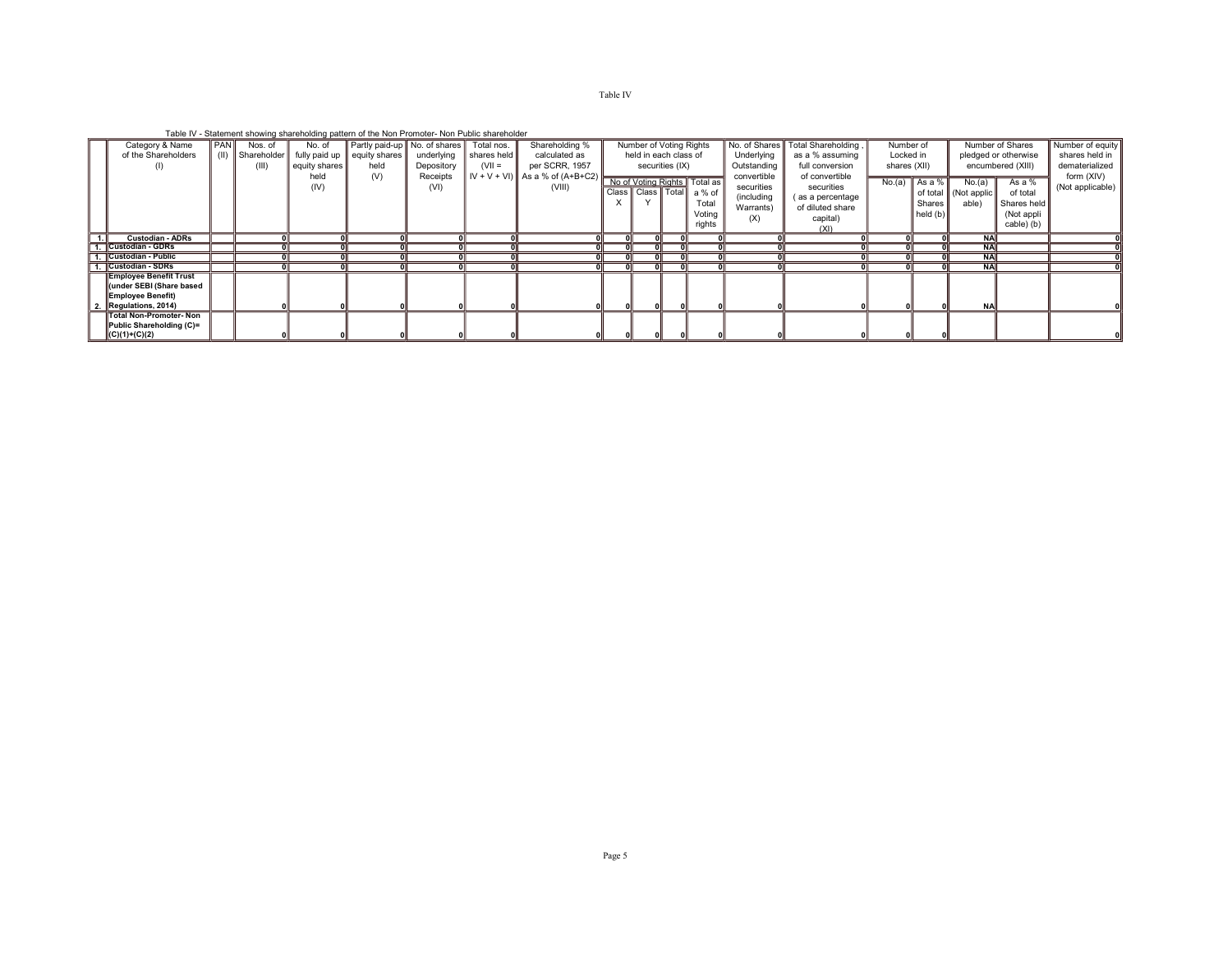Table IV

Table IV - Statement showing shareholding pattern of the Non Promoter- Non Public shareholder

| | Category & Name of the Shareholders (I) | PAN (II) | Nos. of Shareholder (III) | No. of fully paid up equity shares held (IV) | Partly paid-up equity shares held (V) | No. of shares underlying Depository Receipts (VI) | Total nos. shares held (VII = IV + V + VI) | Shareholding % calculated as per SCRR, 1957 As a % of (A+B+C2) (VIII) | Number of Voting Rights held in each class of securities (IX) | | | | No. of Shares Underlying Outstanding convertible securities (including Warrants) (X) | Total Shareholding , as a % assuming full conversion of convertible securities ( as a percentage of diluted share capital) (XI) | Number of Locked in shares (XII) | | Number of Shares pledged or otherwise encumbered (XIII) | | Number of equity shares held in dematerialized form (XIV) (Not applicable) |
|---|---|---|---|---|---|---|---|---|---|---|---|---|---|---|---|---|---|---|---|
| | | | | | | | | | No of Voting Rights | | | Total as a % of Total Voting rights | | | No.(a) | As a % of total Shares held (b) | No.(a) (Not applicable) | As a % of total Shares held (Not applicable) (b) | |
| | | | | | | | | | Class X | Class Y | Total | | | | | | | | |
| 1. | **Custodian - ADRs** | | 0 | 0 | 0 | 0 | 0 | 0 | 0 | 0 | 0 | 0 | 0 | 0 | 0 | 0 | NA | | 0 |
| 1. | **Custodian - GDRs** | | 0 | 0 | 0 | 0 | 0 | 0 | 0 | 0 | 0 | 0 | 0 | 0 | 0 | 0 | NA | | 0 |
| 1. | **Custodian - Public** | | 0 | 0 | 0 | 0 | 0 | 0 | 0 | 0 | 0 | 0 | 0 | 0 | 0 | 0 | NA | | 0 |
| 1. | **Custodian - SDRs** | | 0 | 0 | 0 | 0 | 0 | 0 | 0 | 0 | 0 | 0 | 0 | 0 | 0 | 0 | NA | | 0 |
| 2. | **Employee Benefit Trust (under SEBI (Share based Employee Benefit) Regulations, 2014)** | | 0 | 0 | 0 | 0 | 0 | 0 | 0 | 0 | 0 | 0 | 0 | 0 | 0 | 0 | NA | | 0 |
| | **Total Non-Promoter- Non Public Shareholding (C)= (C)(1)+(C)(2)** | | 0 | 0 | 0 | 0 | 0 | 0 | 0 | 0 | 0 | 0 | 0 | 0 | 0 | 0 | | | 0 |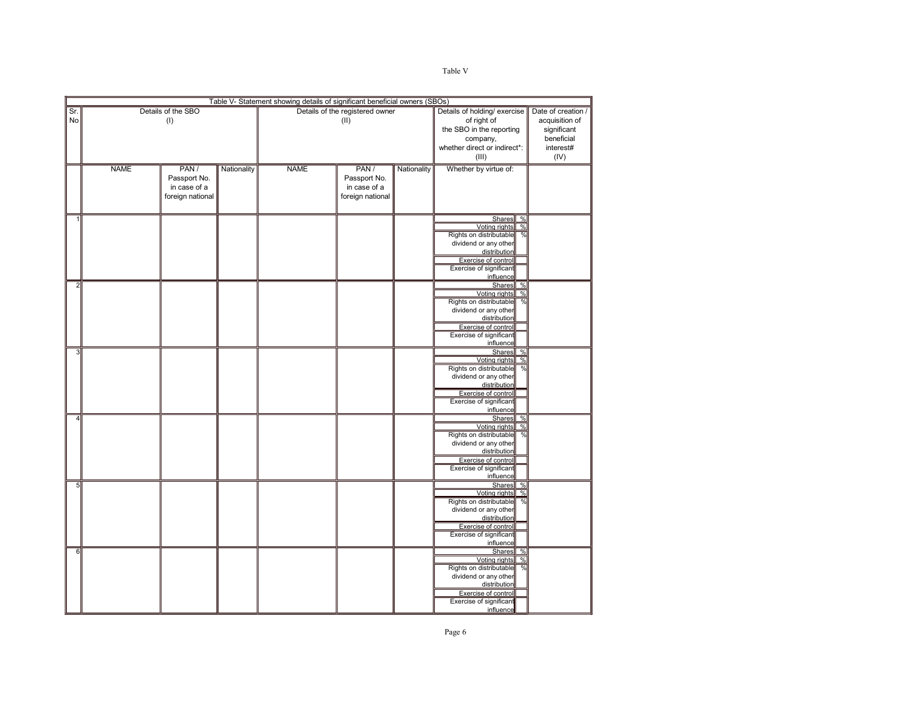Table V

| Table V- Statement showing details of significant beneficial owners (SBOs) | | | | | | | | | |
|---|---|---|---|---|---|---|---|---|---|
| Sr. No | Details of the SBO (I) | | | Details of the registered owner (II) | | | Details of holding/ exercise of right of the SBO in the reporting company, whether direct or indirect*: (III) | | Date of creation / acquisition of significant beneficial interest# (IV) |
| | NAME | PAN / Passport No. in case of a foreign national | Nationality | NAME | PAN / Passport No. in case of a foreign national | Nationality | Whether by virtue of: | | |
| 1 | | | | | | | Shares | % | |
| | | | | | | | Voting rights | % | |
| | | | | | | | Rights on distributable dividend or any other distribution | % | |
| | | | | | | | Exercise of control | | |
| | | | | | | | Exercise of significant influence | | |
| 2 | | | | | | | Shares | % | |
| | | | | | | | Voting rights | % | |
| | | | | | | | Rights on distributable dividend or any other distribution | % | |
| | | | | | | | Exercise of control | | |
| | | | | | | | Exercise of significant influence | | |
| 3 | | | | | | | Shares | % | |
| | | | | | | | Voting rights | % | |
| | | | | | | | Rights on distributable dividend or any other distribution | % | |
| | | | | | | | Exercise of control | | |
| | | | | | | | Exercise of significant influence | | |
| 4 | | | | | | | Shares | % | |
| | | | | | | | Voting rights | % | |
| | | | | | | | Rights on distributable dividend or any other distribution | % | |
| | | | | | | | Exercise of control | | |
| | | | | | | | Exercise of significant influence | | |
| 5 | | | | | | | Shares | % | |
| | | | | | | | Voting rights | % | |
| | | | | | | | Rights on distributable dividend or any other distribution | % | |
| | | | | | | | Exercise of control | | |
| | | | | | | | Exercise of significant influence | | |
| 6 | | | | | | | Shares | % | |
| | | | | | | | Voting rights | % | |
| | | | | | | | Rights on distributable dividend or any other distribution | % | |
| | | | | | | | Exercise of control | | |
| | | | | | | | Exercise of significant influence | | |